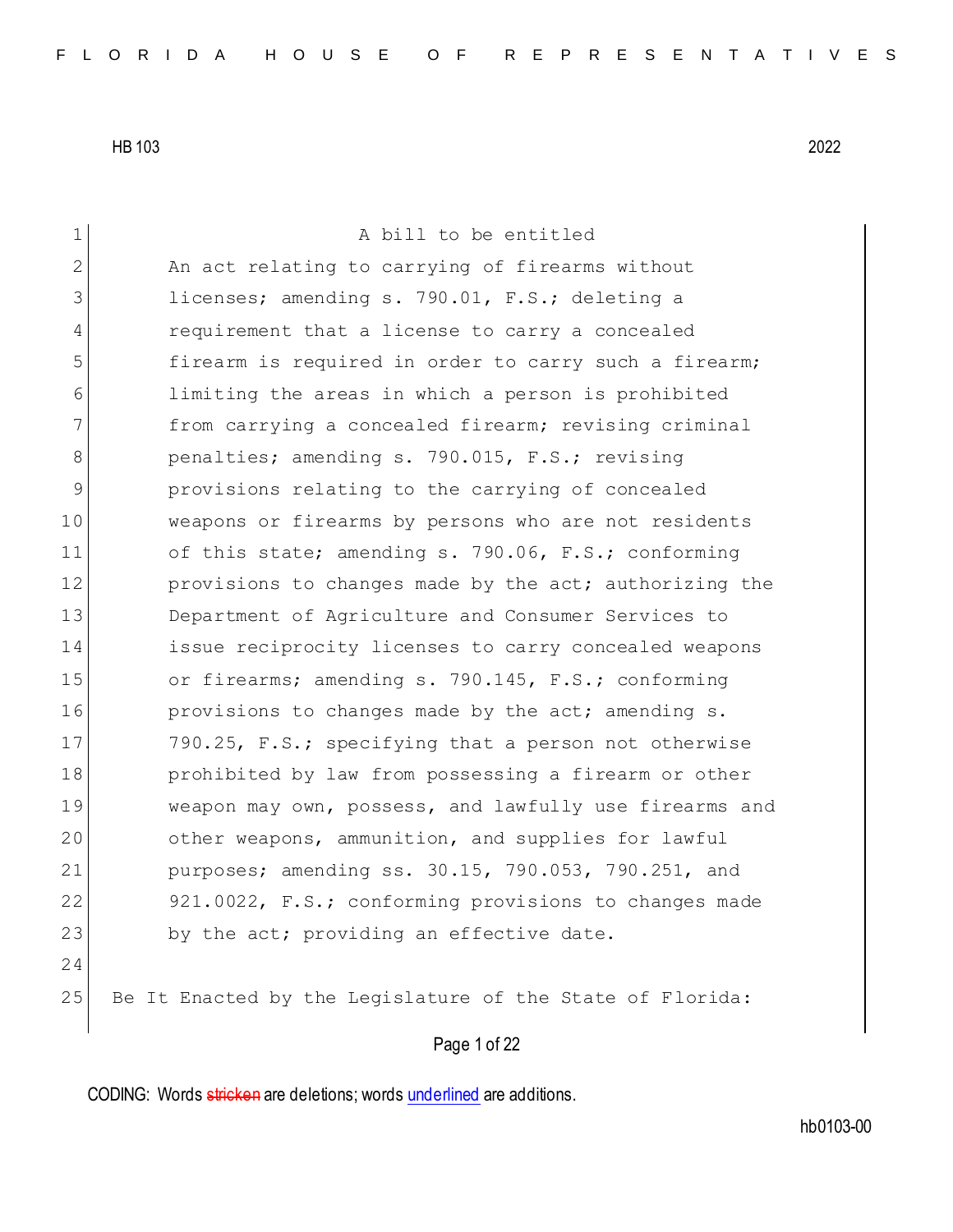HB 103 2022

A bill to be entitled

An act relating to carrying of firearms without licenses; amending s. 790.01, F.S.; deleting a requirement that a license to carry a concealed firearm is required in order to carry such a firearm; limiting the areas in which a person is prohibited from carrying a concealed firearm; revising criminal penalties; amending s. 790.015, F.S.; revising provisions relating to the carrying of concealed weapons or firearms by persons who are not residents of this state; amending s. 790.06, F.S.; conforming provisions to changes made by the act; authorizing the Department of Agriculture and Consumer Services to issue reciprocity licenses to carry concealed weapons or firearms; amending s. 790.145, F.S.; conforming provisions to changes made by the act; amending s. 790.25, F.S.; specifying that a person not otherwise prohibited by law from possessing a firearm or other weapon may own, possess, and lawfully use firearms and other weapons, ammunition, and supplies for lawful purposes; amending ss. 30.15, 790.053, 790.251, and 921.0022, F.S.; conforming provisions to changes made by the act; providing an effective date.

Be It Enacted by the Legislature of the State of Florida:

CODING: Words stricken are deletions; words underlined are additions.

hb0103-00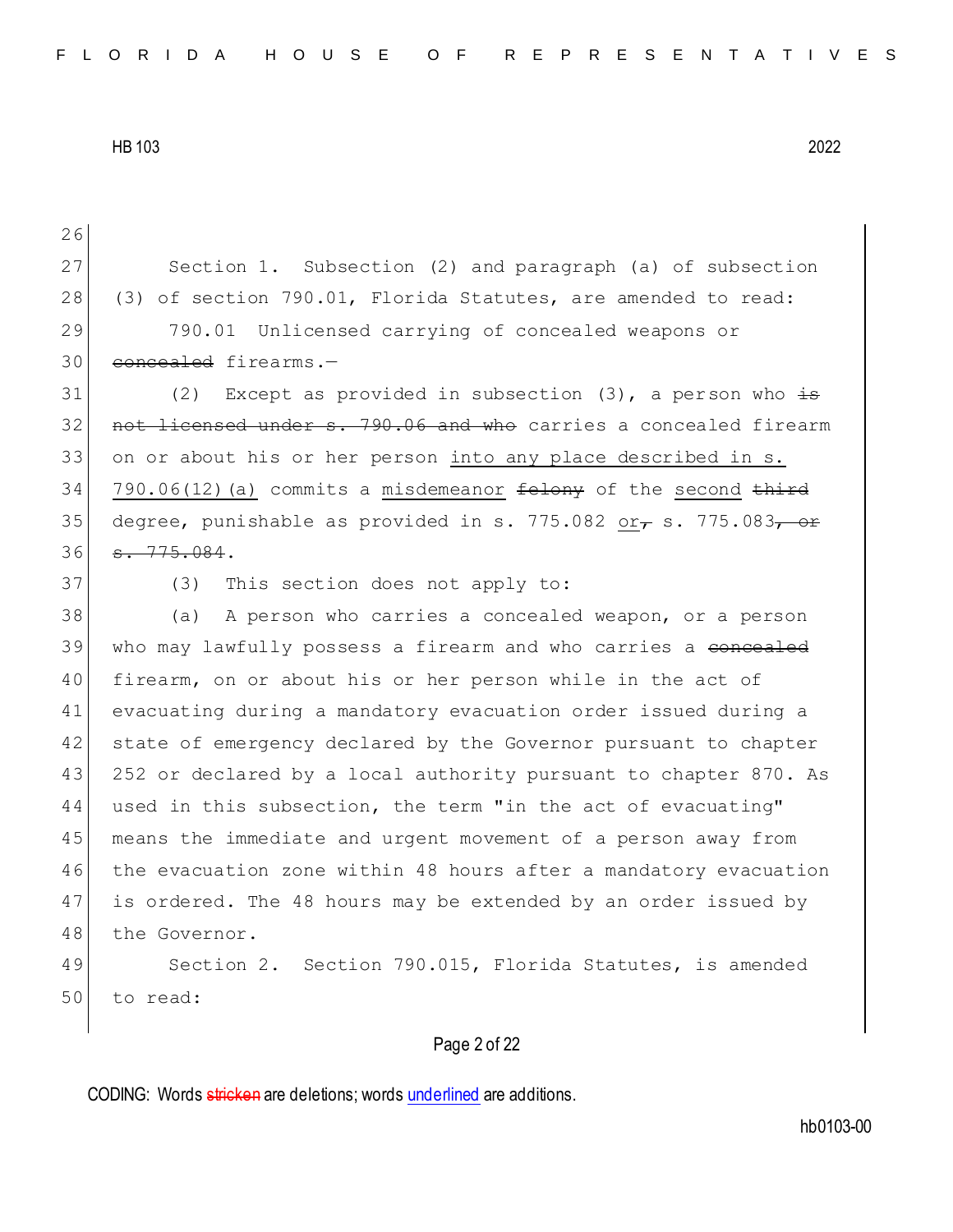Section 1. Subsection (2) and paragraph (a) of subsection (3) of section 790.01, Florida Statutes, are amended to read:

790.01 Unlicensed carrying of concealed weapons or ~~concealed~~ firearms.—

(2) Except as provided in subsection (3), a person who ~~is not licensed under s. 790.06 and who~~ carries a concealed firearm on or about his or her person <u>into any place described in s. 790.06(12)(a)</u> commits a <u>misdemeanor</u> ~~felony~~ of the <u>second</u> ~~third~~ degree, punishable as provided in s. 775.082 <u>or</u>~~,~~ s. 775.083~~, or s. 775.084~~.

(3) This section does not apply to:

(a) A person who carries a concealed weapon, or a person who may lawfully possess a firearm and who carries a ~~concealed~~ firearm, on or about his or her person while in the act of evacuating during a mandatory evacuation order issued during a state of emergency declared by the Governor pursuant to chapter 252 or declared by a local authority pursuant to chapter 870. As used in this subsection, the term "in the act of evacuating" means the immediate and urgent movement of a person away from the evacuation zone within 48 hours after a mandatory evacuation is ordered. The 48 hours may be extended by an order issued by the Governor.

Section 2. Section 790.015, Florida Statutes, is amended to read: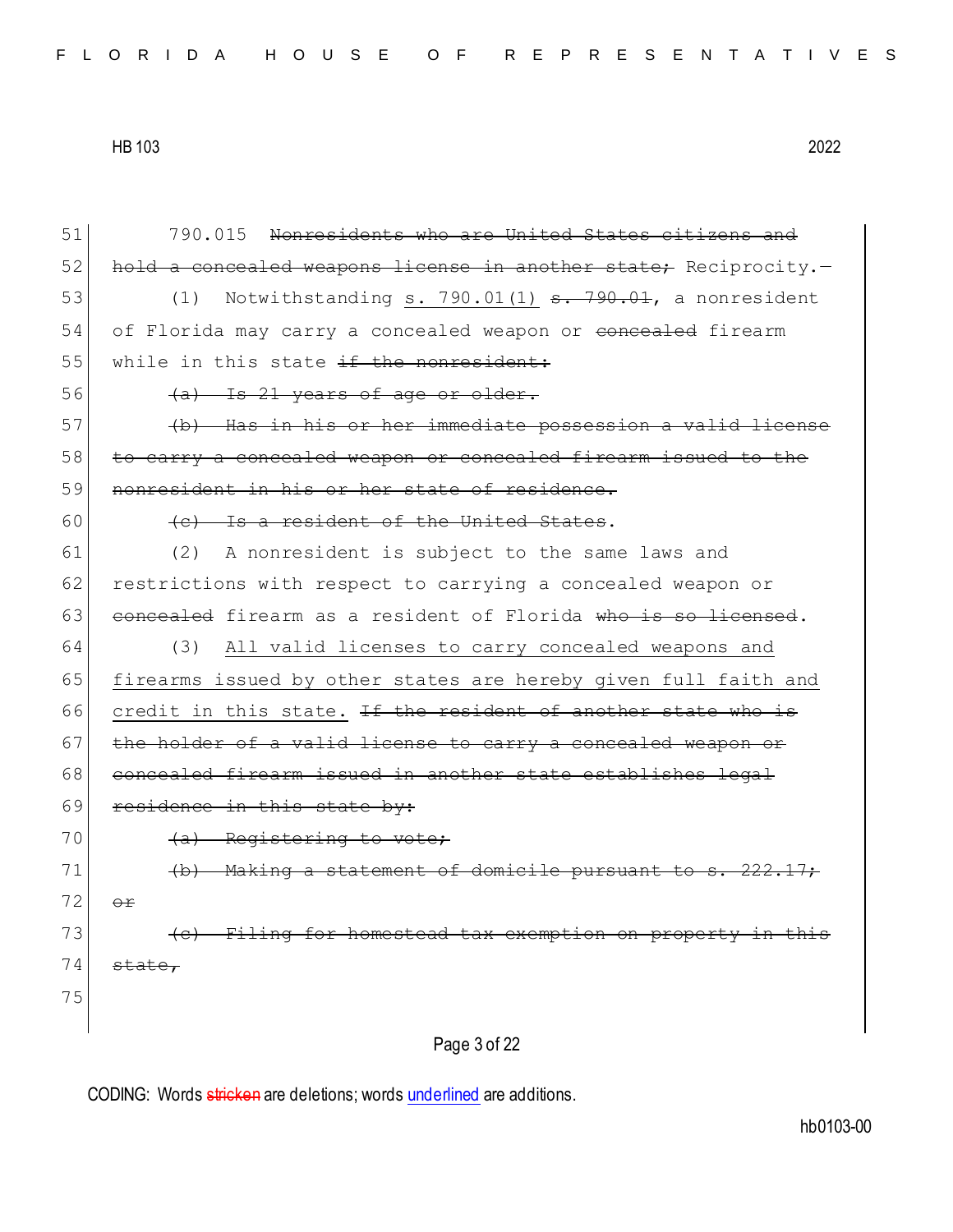51 790.015 ~~Nonresidents who are United States citizens and~~
52 ~~hold a concealed weapons license in another state;~~ Reciprocity.—

53 (1) Notwithstanding <u>s. 790.01(1)</u> ~~s. 790.01~~, a nonresident
54 of Florida may carry a concealed weapon or ~~concealed~~ firearm
55 while in this state ~~if the nonresident:~~

56 ~~(a) Is 21 years of age or older.~~

57 ~~(b) Has in his or her immediate possession a valid license~~
58 ~~to carry a concealed weapon or concealed firearm issued to the~~
59 ~~nonresident in his or her state of residence.~~

60 ~~(c) Is a resident of the United States~~.

61 (2) A nonresident is subject to the same laws and
62 restrictions with respect to carrying a concealed weapon or
63 ~~concealed~~ firearm as a resident of Florida ~~who is so licensed~~.

64 (3) <u>All valid licenses to carry concealed weapons and</u>
65 <u>firearms issued by other states are hereby given full faith and</u>
66 <u>credit in this state.</u> ~~If the resident of another state who is~~
67 ~~the holder of a valid license to carry a concealed weapon or~~
68 ~~concealed firearm issued in another state establishes legal~~
69 ~~residence in this state by:~~

70 ~~(a) Registering to vote;~~

71 ~~(b) Making a statement of domicile pursuant to s. 222.17;~~
72 ~~or~~

73 ~~(c) Filing for homestead tax exemption on property in this~~
74 ~~state,~~

75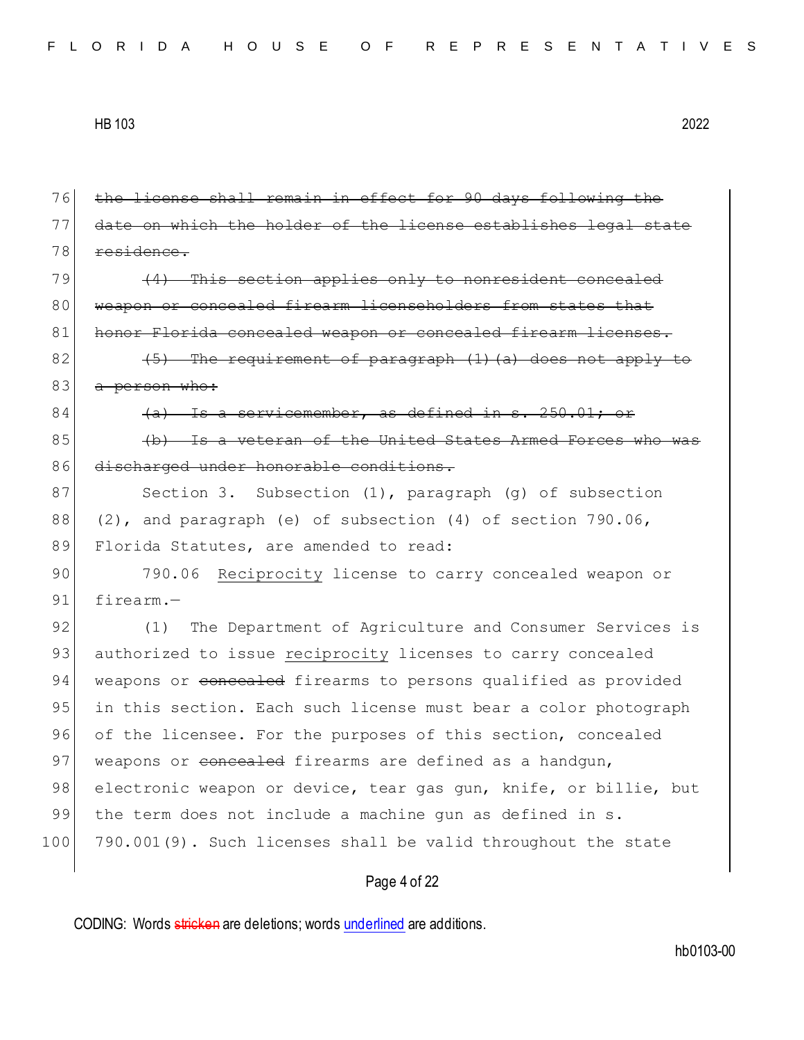~~the license shall remain in effect for 90 days following the date on which the holder of the license establishes legal state residence.~~

~~(4) This section applies only to nonresident concealed weapon or concealed firearm licenseholders from states that honor Florida concealed weapon or concealed firearm licenses.~~

~~(5) The requirement of paragraph (1)(a) does not apply to a person who:~~

~~(a) Is a servicemember, as defined in s. 250.01; or~~

~~(b) Is a veteran of the United States Armed Forces who was discharged under honorable conditions.~~

Section 3. Subsection (1), paragraph (g) of subsection (2), and paragraph (e) of subsection (4) of section 790.06, Florida Statutes, are amended to read:

790.06 <u>Reciprocity</u> license to carry concealed weapon or firearm.—

(1) The Department of Agriculture and Consumer Services is authorized to issue <u>reciprocity</u> licenses to carry concealed weapons or ~~concealed~~ firearms to persons qualified as provided in this section. Each such license must bear a color photograph of the licensee. For the purposes of this section, concealed weapons or ~~concealed~~ firearms are defined as a handgun, electronic weapon or device, tear gas gun, knife, or billie, but the term does not include a machine gun as defined in s. 790.001(9). Such licenses shall be valid throughout the state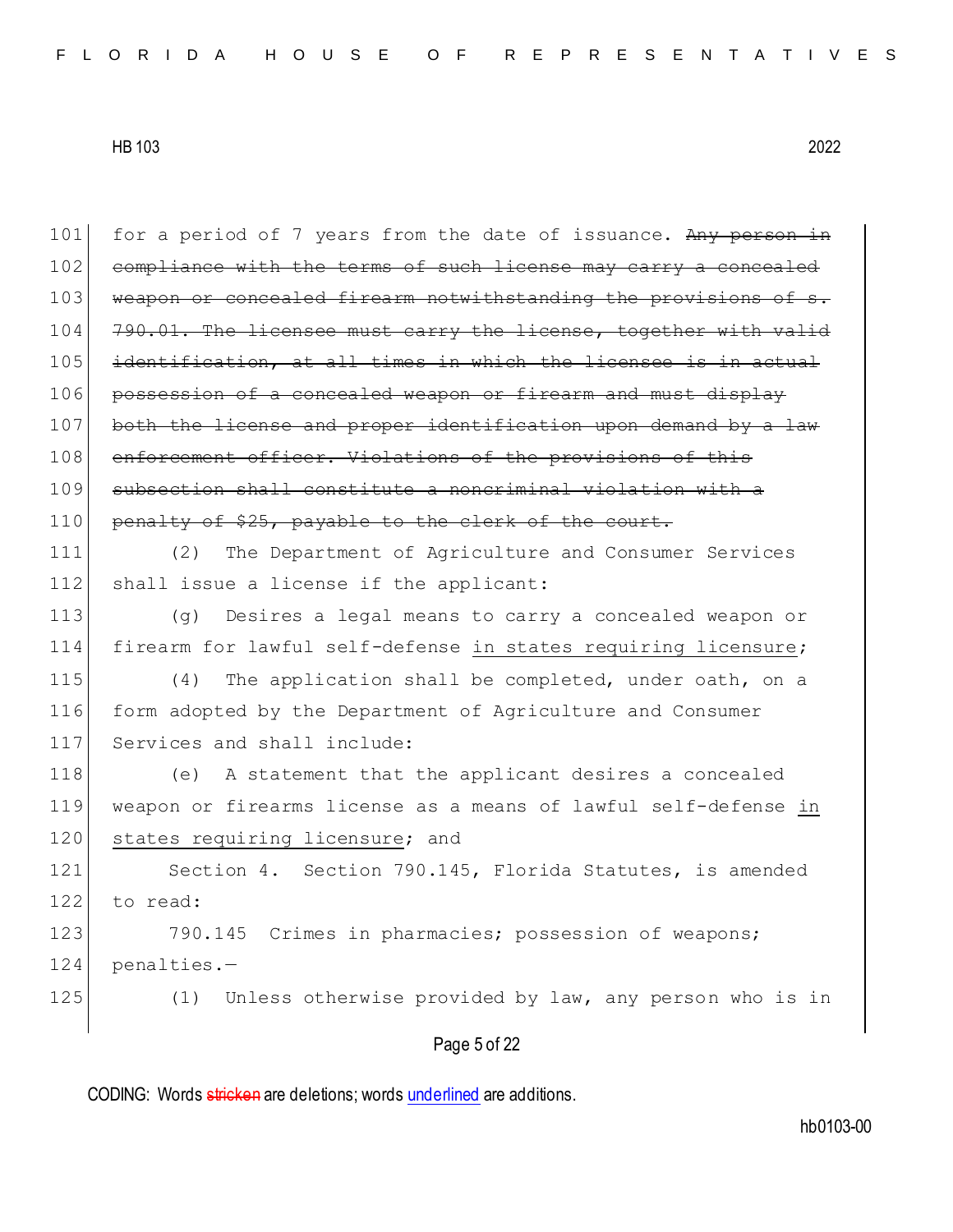for a period of 7 years from the date of issuance. ~~Any person in compliance with the terms of such license may carry a concealed weapon or concealed firearm notwithstanding the provisions of s. 790.01. The licensee must carry the license, together with valid identification, at all times in which the licensee is in actual possession of a concealed weapon or firearm and must display both the license and proper identification upon demand by a law enforcement officer. Violations of the provisions of this subsection shall constitute a noncriminal violation with a penalty of $25, payable to the clerk of the court.~~

(2) The Department of Agriculture and Consumer Services shall issue a license if the applicant:

(g) Desires a legal means to carry a concealed weapon or firearm for lawful self-defense <u>in states requiring licensure</u>;

(4) The application shall be completed, under oath, on a form adopted by the Department of Agriculture and Consumer Services and shall include:

(e) A statement that the applicant desires a concealed weapon or firearms license as a means of lawful self-defense <u>in states requiring licensure</u>; and

Section 4. Section 790.145, Florida Statutes, is amended to read:

790.145 Crimes in pharmacies; possession of weapons; penalties.—

(1) Unless otherwise provided by law, any person who is in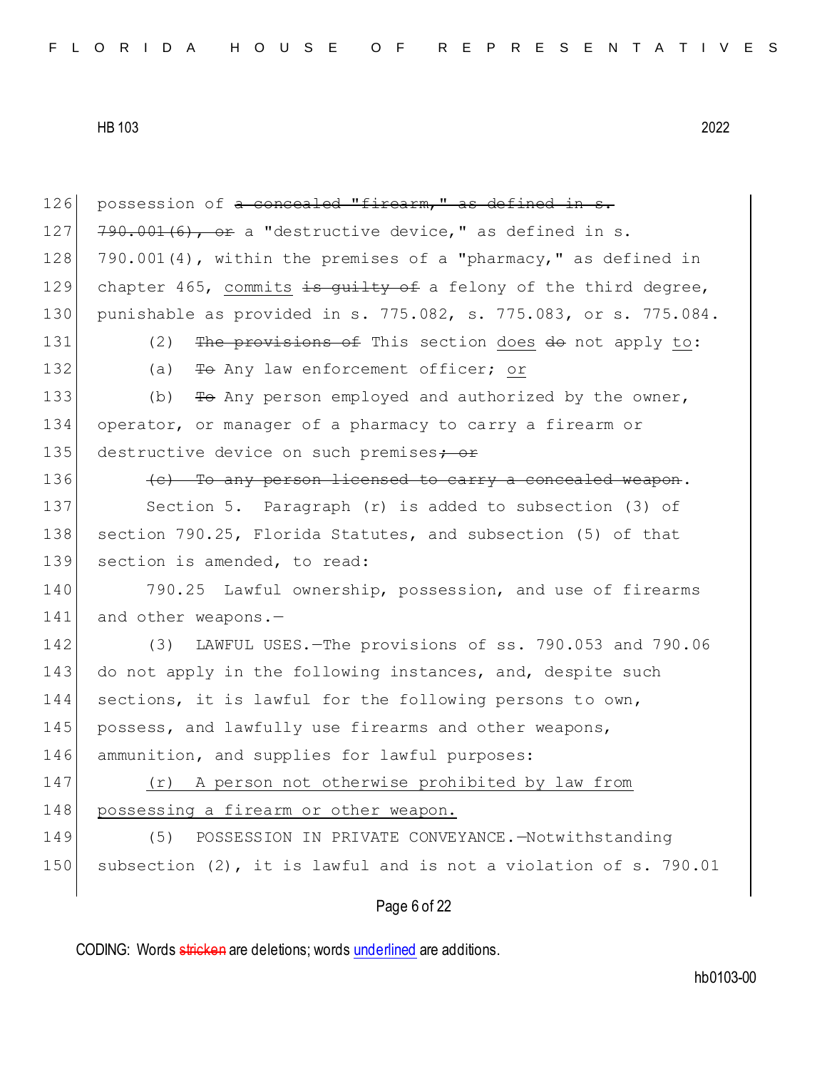126 possession of ~~a concealed "firearm," as defined in s.~~
127 ~~790.001(6), or~~ a "destructive device," as defined in s.
128 790.001(4), within the premises of a "pharmacy," as defined in
129 chapter 465, <u>commits</u> ~~is guilty of~~ a felony of the third degree,
130 punishable as provided in s. 775.082, s. 775.083, or s. 775.084.

131 (2) ~~The provisions of~~ This section <u>does</u> ~~do~~ not apply <u>to</u>:

132 (a) ~~To~~ Any law enforcement officer; <u>or</u>

133 (b) ~~To~~ Any person employed and authorized by the owner,
134 operator, or manager of a pharmacy to carry a firearm or
135 destructive device on such premises~~; or~~

136 ~~(c) To any person licensed to carry a concealed weapon~~.

137 Section 5. Paragraph (r) is added to subsection (3) of
138 section 790.25, Florida Statutes, and subsection (5) of that
139 section is amended, to read:

140 790.25 Lawful ownership, possession, and use of firearms
141 and other weapons.—

142 (3) LAWFUL USES.—The provisions of ss. 790.053 and 790.06
143 do not apply in the following instances, and, despite such
144 sections, it is lawful for the following persons to own,
145 possess, and lawfully use firearms and other weapons,
146 ammunition, and supplies for lawful purposes:

147 <u>(r) A person not otherwise prohibited by law from</u>
148 <u>possessing a firearm or other weapon.</u>

149 (5) POSSESSION IN PRIVATE CONVEYANCE.—Notwithstanding
150 subsection (2), it is lawful and is not a violation of s. 790.01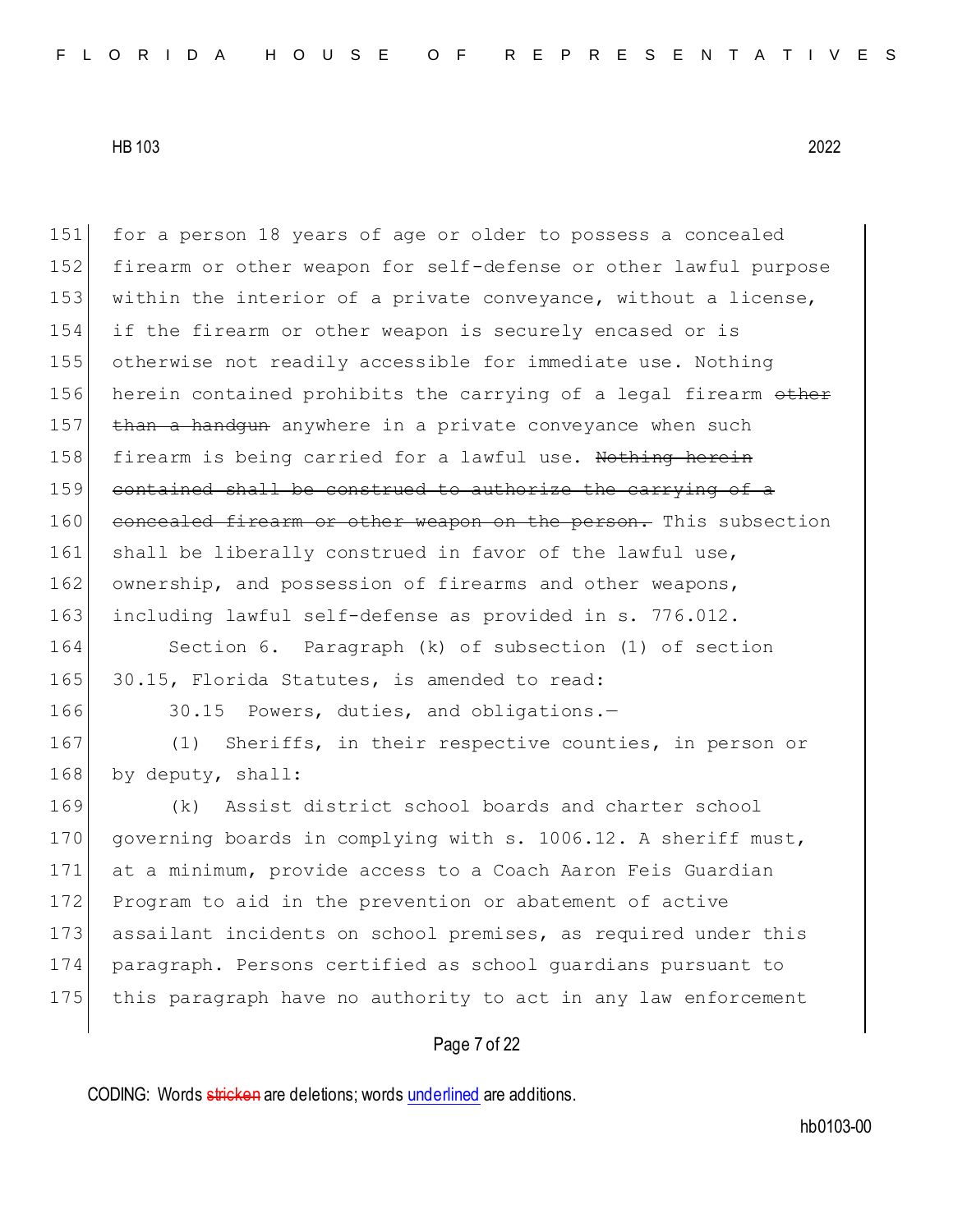for a person 18 years of age or older to possess a concealed firearm or other weapon for self-defense or other lawful purpose within the interior of a private conveyance, without a license, if the firearm or other weapon is securely encased or is otherwise not readily accessible for immediate use. Nothing herein contained prohibits the carrying of a legal firearm ~~other than a handgun~~ anywhere in a private conveyance when such firearm is being carried for a lawful use. ~~Nothing herein contained shall be construed to authorize the carrying of a concealed firearm or other weapon on the person.~~ This subsection shall be liberally construed in favor of the lawful use, ownership, and possession of firearms and other weapons, including lawful self-defense as provided in s. 776.012.

Section 6. Paragraph (k) of subsection (1) of section 30.15, Florida Statutes, is amended to read:

30.15 Powers, duties, and obligations.—

(1) Sheriffs, in their respective counties, in person or by deputy, shall:

(k) Assist district school boards and charter school governing boards in complying with s. 1006.12. A sheriff must, at a minimum, provide access to a Coach Aaron Feis Guardian Program to aid in the prevention or abatement of active assailant incidents on school premises, as required under this paragraph. Persons certified as school guardians pursuant to this paragraph have no authority to act in any law enforcement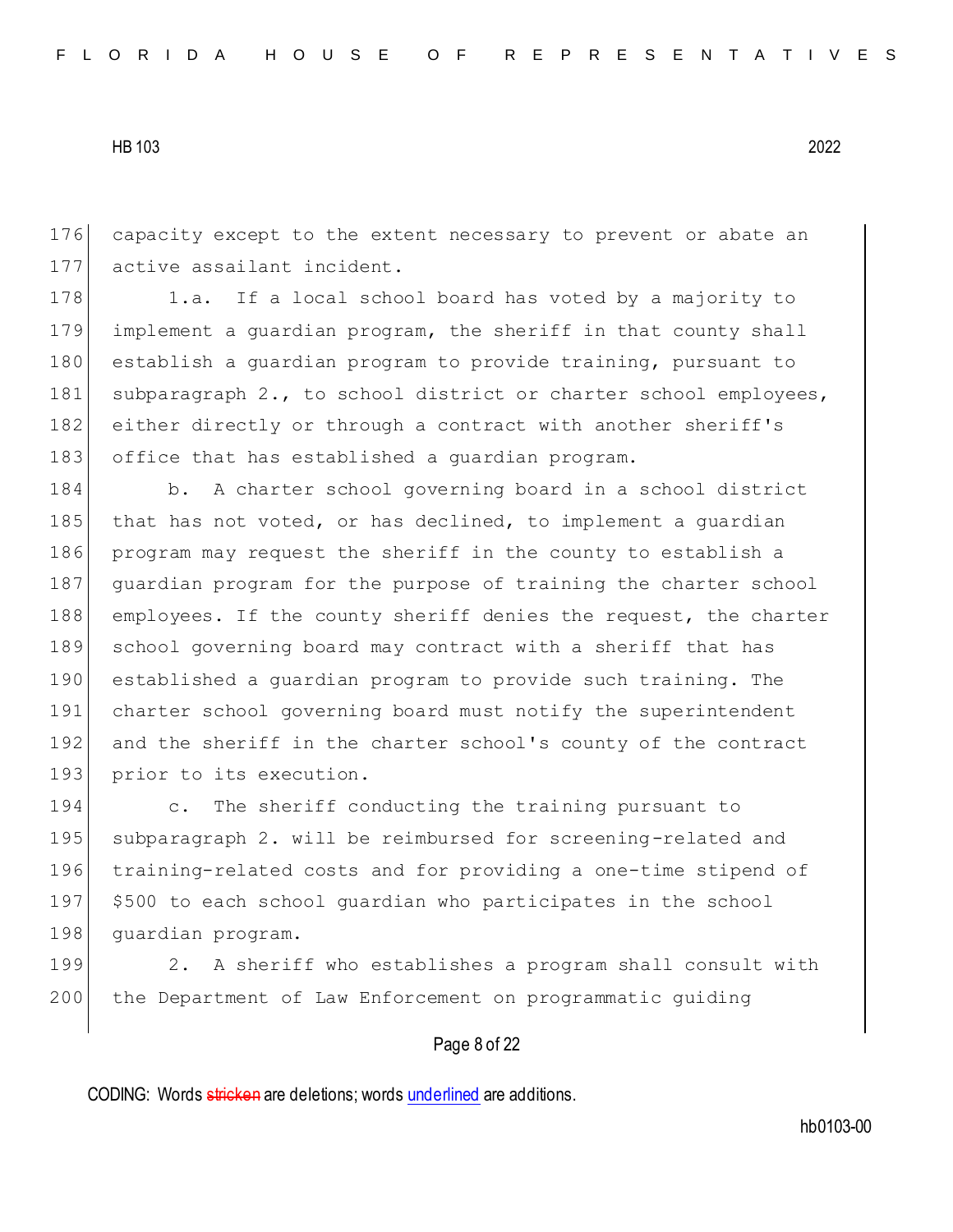capacity except to the extent necessary to prevent or abate an active assailant incident.

1.a. If a local school board has voted by a majority to implement a guardian program, the sheriff in that county shall establish a guardian program to provide training, pursuant to subparagraph 2., to school district or charter school employees, either directly or through a contract with another sheriff's office that has established a guardian program.

b. A charter school governing board in a school district that has not voted, or has declined, to implement a guardian program may request the sheriff in the county to establish a guardian program for the purpose of training the charter school employees. If the county sheriff denies the request, the charter school governing board may contract with a sheriff that has established a guardian program to provide such training. The charter school governing board must notify the superintendent and the sheriff in the charter school's county of the contract prior to its execution.

c. The sheriff conducting the training pursuant to subparagraph 2. will be reimbursed for screening-related and training-related costs and for providing a one-time stipend of $500 to each school guardian who participates in the school guardian program.

2. A sheriff who establishes a program shall consult with the Department of Law Enforcement on programmatic guiding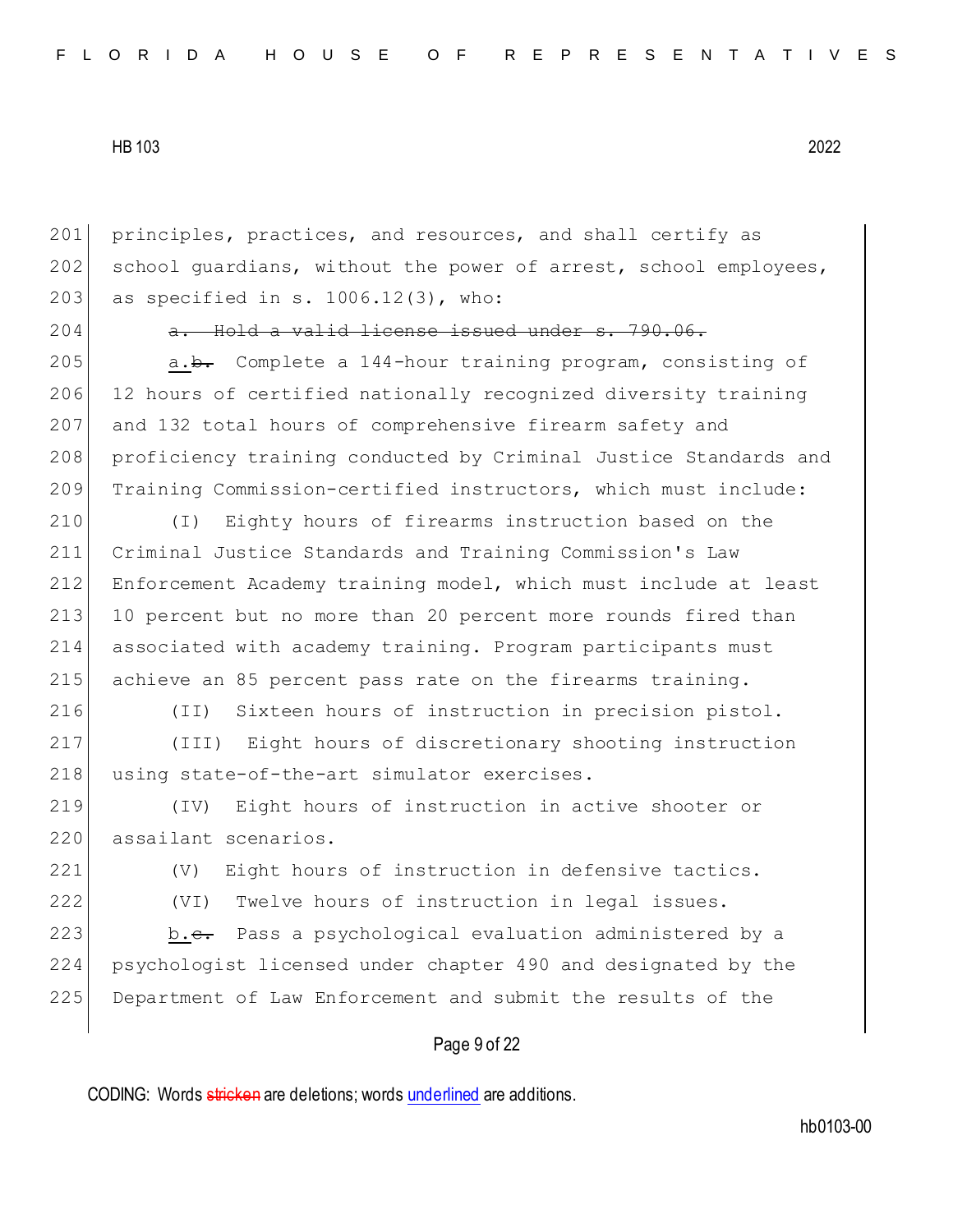principles, practices, and resources, and shall certify as school guardians, without the power of arrest, school employees, as specified in s. 1006.12(3), who:

~~a. Hold a valid license issued under s. 790.06.~~

a.~~b.~~ Complete a 144-hour training program, consisting of 12 hours of certified nationally recognized diversity training and 132 total hours of comprehensive firearm safety and proficiency training conducted by Criminal Justice Standards and Training Commission-certified instructors, which must include:

(I) Eighty hours of firearms instruction based on the Criminal Justice Standards and Training Commission's Law Enforcement Academy training model, which must include at least 10 percent but no more than 20 percent more rounds fired than associated with academy training. Program participants must achieve an 85 percent pass rate on the firearms training.

(II) Sixteen hours of instruction in precision pistol.

(III) Eight hours of discretionary shooting instruction using state-of-the-art simulator exercises.

(IV) Eight hours of instruction in active shooter or assailant scenarios.

(V) Eight hours of instruction in defensive tactics.

(VI) Twelve hours of instruction in legal issues.

b.~~c.~~ Pass a psychological evaluation administered by a psychologist licensed under chapter 490 and designated by the Department of Law Enforcement and submit the results of the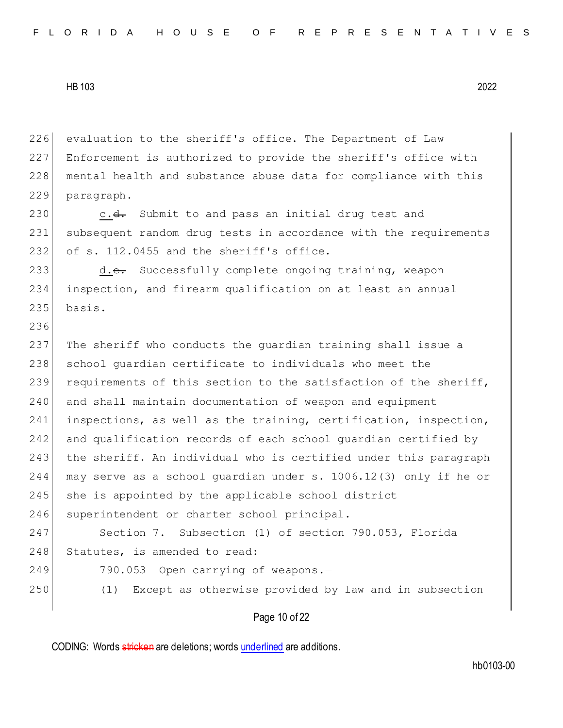evaluation to the sheriff's office. The Department of Law Enforcement is authorized to provide the sheriff's office with mental health and substance abuse data for compliance with this paragraph.

c.~~d.~~ Submit to and pass an initial drug test and subsequent random drug tests in accordance with the requirements of s. 112.0455 and the sheriff's office.

d.~~e.~~ Successfully complete ongoing training, weapon inspection, and firearm qualification on at least an annual basis.

The sheriff who conducts the guardian training shall issue a school guardian certificate to individuals who meet the requirements of this section to the satisfaction of the sheriff, and shall maintain documentation of weapon and equipment inspections, as well as the training, certification, inspection, and qualification records of each school guardian certified by the sheriff. An individual who is certified under this paragraph may serve as a school guardian under s. 1006.12(3) only if he or she is appointed by the applicable school district superintendent or charter school principal.

Section 7. Subsection (1) of section 790.053, Florida Statutes, is amended to read:

790.053 Open carrying of weapons.—

(1) Except as otherwise provided by law and in subsection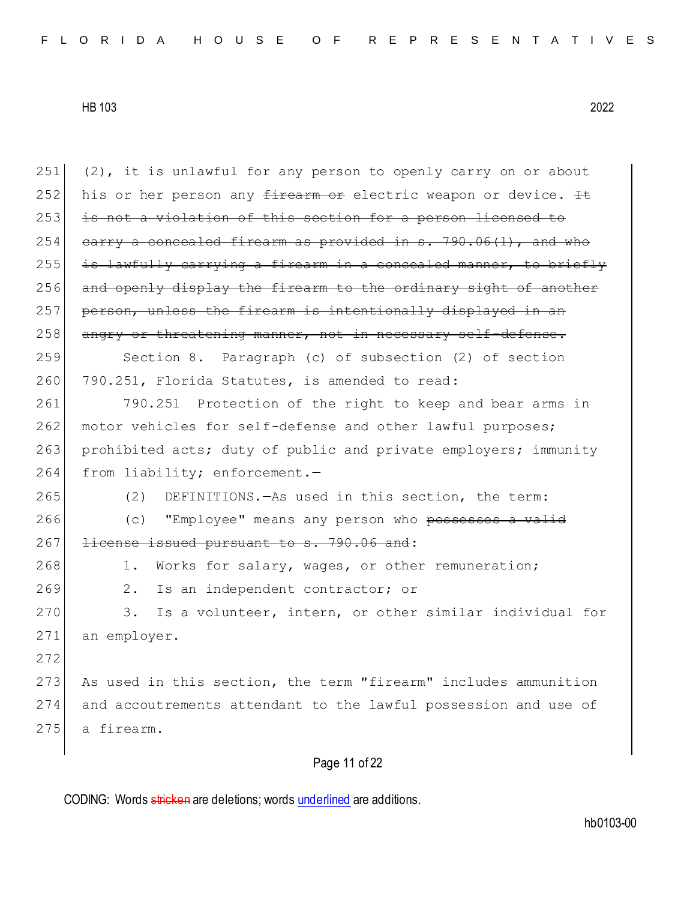(2), it is unlawful for any person to openly carry on or about his or her person any ~~firearm or~~ electric weapon or device. ~~It is not a violation of this section for a person licensed to carry a concealed firearm as provided in s. 790.06(1), and who is lawfully carrying a firearm in a concealed manner, to briefly and openly display the firearm to the ordinary sight of another person, unless the firearm is intentionally displayed in an angry or threatening manner, not in necessary self-defense.~~

Section 8. Paragraph (c) of subsection (2) of section 790.251, Florida Statutes, is amended to read:

790.251 Protection of the right to keep and bear arms in motor vehicles for self-defense and other lawful purposes; prohibited acts; duty of public and private employers; immunity from liability; enforcement.—

(2) DEFINITIONS.—As used in this section, the term:

(c) "Employee" means any person who ~~possesses a valid license issued pursuant to s. 790.06 and~~:

1. Works for salary, wages, or other remuneration;

2. Is an independent contractor; or

3. Is a volunteer, intern, or other similar individual for an employer.

As used in this section, the term "firearm" includes ammunition and accoutrements attendant to the lawful possession and use of a firearm.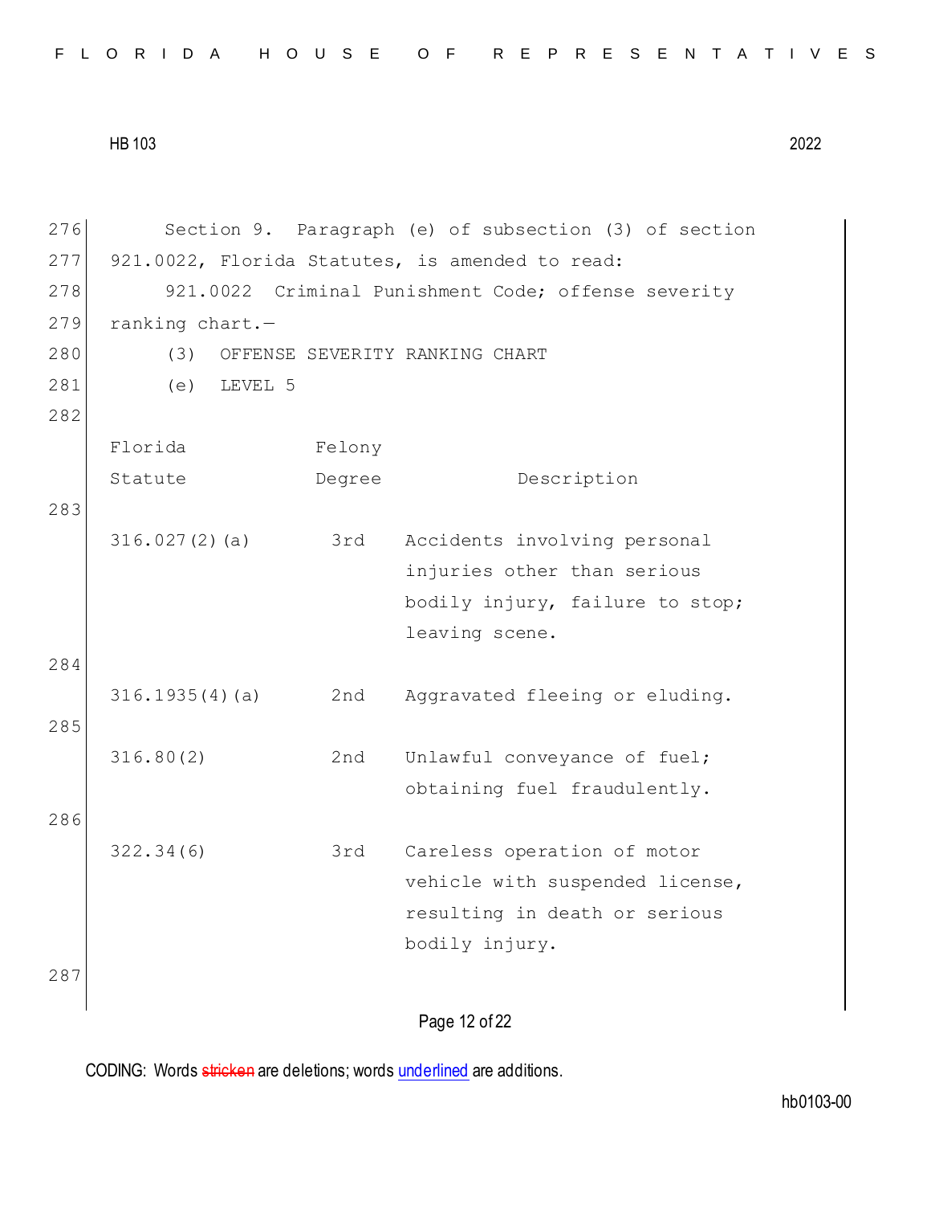Section 9. Paragraph (e) of subsection (3) of section 921.0022, Florida Statutes, is amended to read:

921.0022 Criminal Punishment Code; offense severity ranking chart.—

(3) OFFENSE SEVERITY RANKING CHART

(e) LEVEL 5

| Florida Statute | Felony Degree | Description |
|---|---|---|
| 316.027(2)(a) | 3rd | Accidents involving personal injuries other than serious bodily injury, failure to stop; leaving scene. |
| 316.1935(4)(a) | 2nd | Aggravated fleeing or eluding. |
| 316.80(2) | 2nd | Unlawful conveyance of fuel; obtaining fuel fraudulently. |
| 322.34(6) | 3rd | Careless operation of motor vehicle with suspended license, resulting in death or serious bodily injury. |

CODING: Words ~~stricken~~ are deletions; words <u>underlined</u> are additions.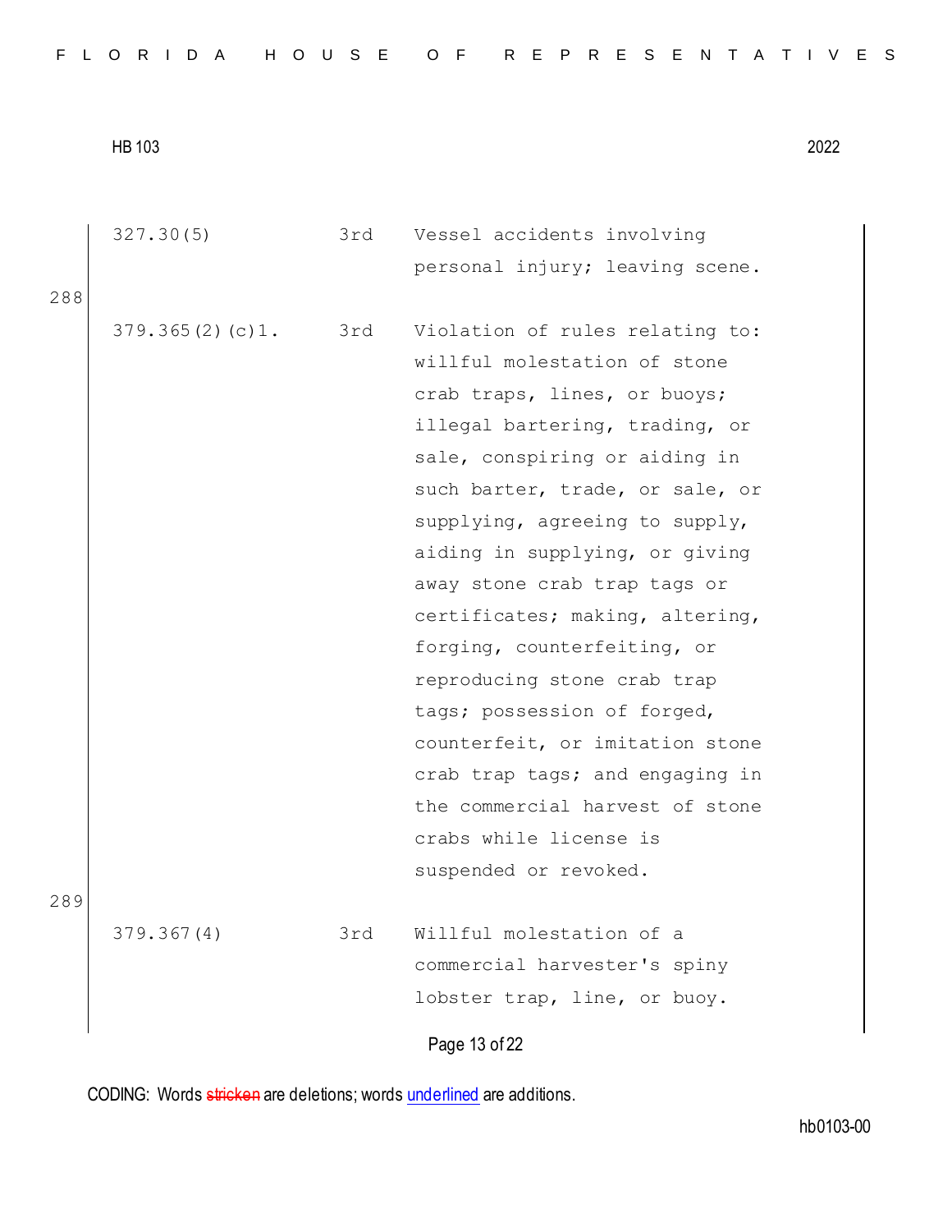| | | |
|---|---|---|
| 327.30(5) | 3rd | Vessel accidents involving personal injury; leaving scene. |
| 379.365(2)(c)1. | 3rd | Violation of rules relating to: willful molestation of stone crab traps, lines, or buoys; illegal bartering, trading, or sale, conspiring or aiding in such barter, trade, or sale, or supplying, agreeing to supply, aiding in supplying, or giving away stone crab trap tags or certificates; making, altering, forging, counterfeiting, or reproducing stone crab trap tags; possession of forged, counterfeit, or imitation stone crab trap tags; and engaging in the commercial harvest of stone crabs while license is suspended or revoked. |
| 379.367(4) | 3rd | Willful molestation of a commercial harvester's spiny lobster trap, line, or buoy. |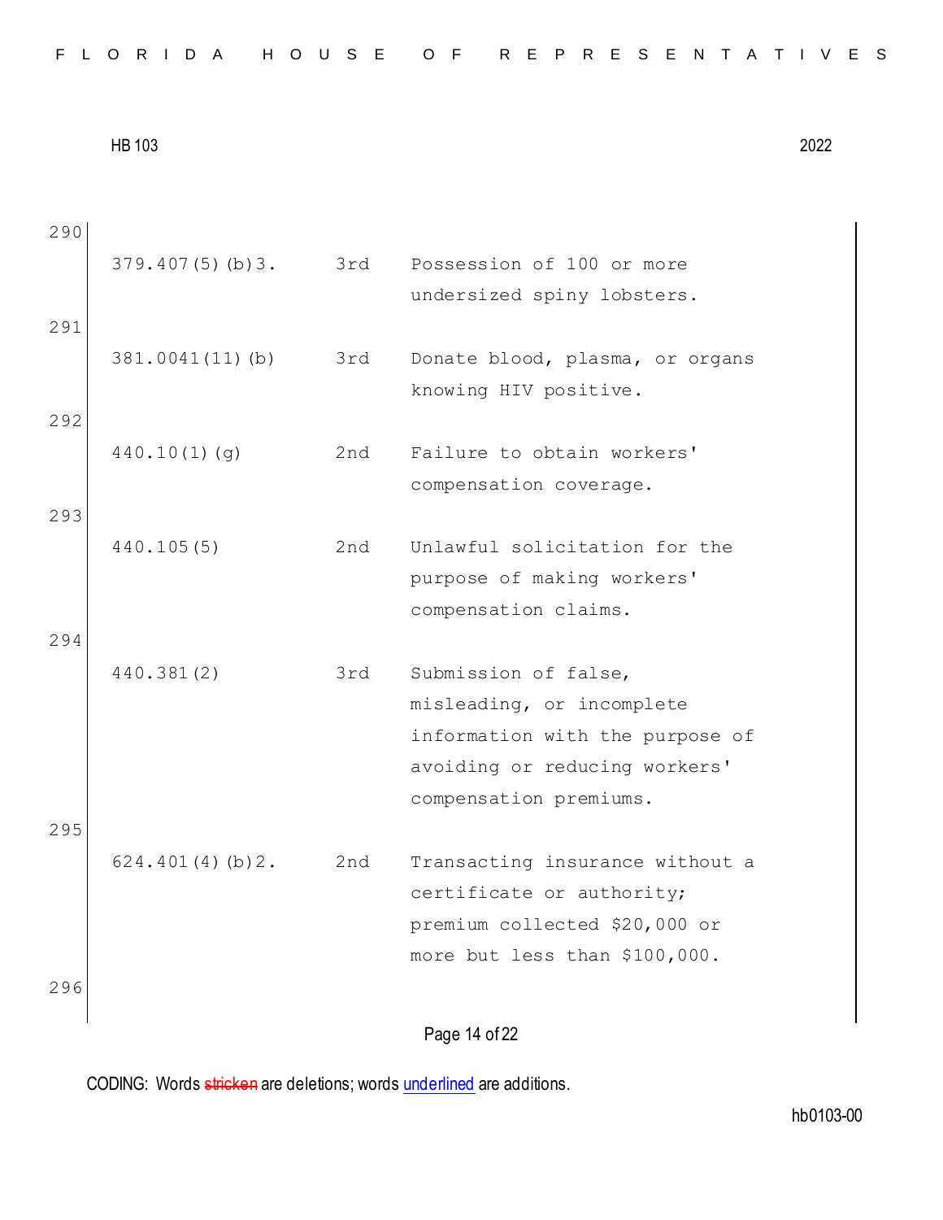290

| | | |
|---|---|---|
| 379.407(5)(b)3. | 3rd | Possession of 100 or more undersized spiny lobsters. |

291

| | | |
|---|---|---|
| 381.0041(11)(b) | 3rd | Donate blood, plasma, or organs knowing HIV positive. |

292

| | | |
|---|---|---|
| 440.10(1)(g) | 2nd | Failure to obtain workers' compensation coverage. |

293

| | | |
|---|---|---|
| 440.105(5) | 2nd | Unlawful solicitation for the purpose of making workers' compensation claims. |

294

| | | |
|---|---|---|
| 440.381(2) | 3rd | Submission of false, misleading, or incomplete information with the purpose of avoiding or reducing workers' compensation premiums. |

295

| | | |
|---|---|---|
| 624.401(4)(b)2. | 2nd | Transacting insurance without a certificate or authority; premium collected $20,000 or more but less than $100,000. |

296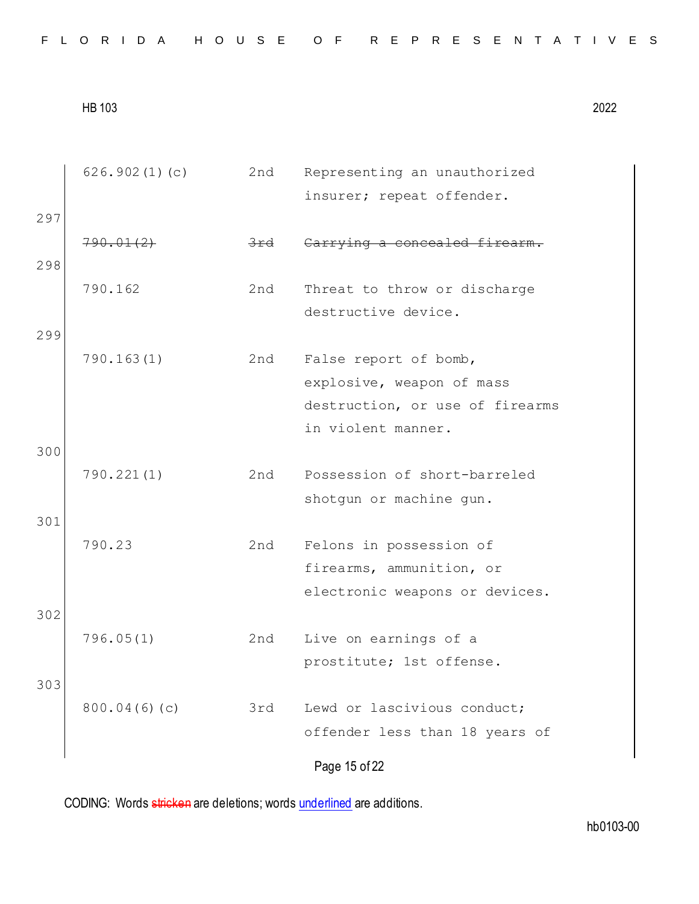| | | | |
|---|---|---|---|
| | 626.902(1)(c) | 2nd | Representing an unauthorized insurer; repeat offender. |
| 297 | ~~790.01(2)~~ | ~~3rd~~ | ~~Carrying a concealed firearm.~~ |
| 298 | 790.162 | 2nd | Threat to throw or discharge destructive device. |
| 299 | 790.163(1) | 2nd | False report of bomb, explosive, weapon of mass destruction, or use of firearms in violent manner. |
| 300 | 790.221(1) | 2nd | Possession of short-barreled shotgun or machine gun. |
| 301 | 790.23 | 2nd | Felons in possession of firearms, ammunition, or electronic weapons or devices. |
| 302 | 796.05(1) | 2nd | Live on earnings of a prostitute; 1st offense. |
| 303 | 800.04(6)(c) | 3rd | Lewd or lascivious conduct; offender less than 18 years of |

CODING: Words ~~stricken~~ are deletions; words <u>underlined</u> are additions.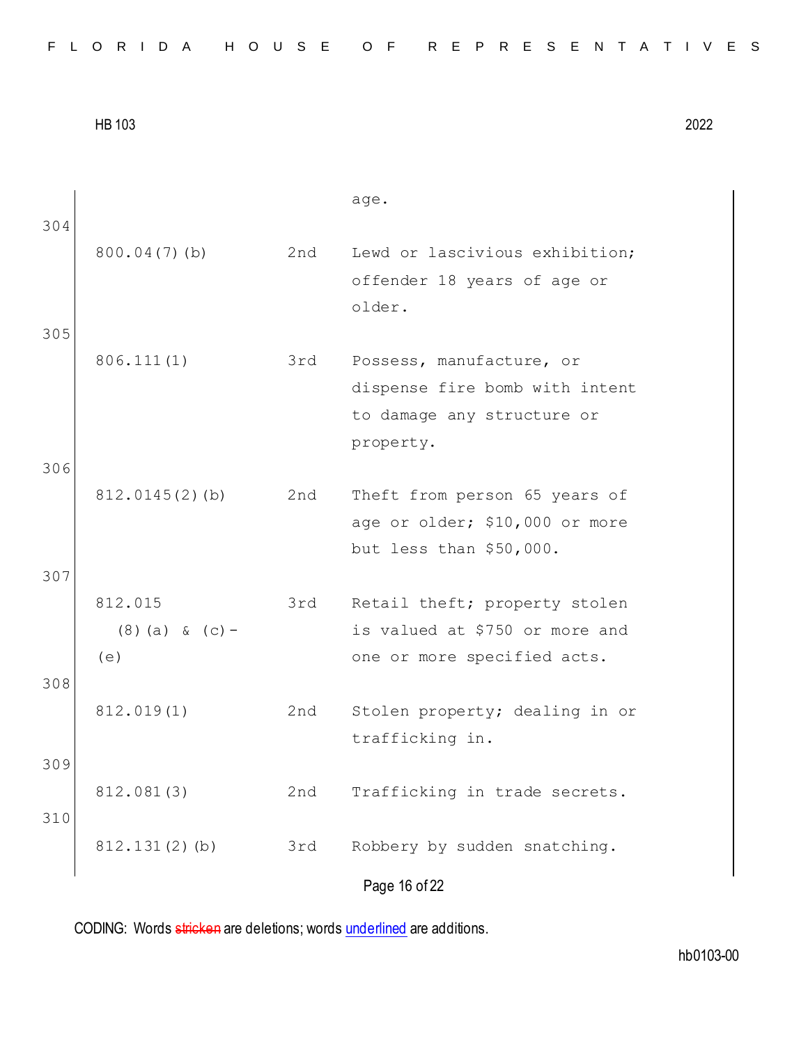age.

304

| | | |
|---|---|---|
| 800.04(7)(b) | 2nd | Lewd or lascivious exhibition; offender 18 years of age or older. |

305

| | | |
|---|---|---|
| 806.111(1) | 3rd | Possess, manufacture, or dispense fire bomb with intent to damage any structure or property. |

306

| | | |
|---|---|---|
| 812.0145(2)(b) | 2nd | Theft from person 65 years of age or older; $10,000 or more but less than $50,000. |

307

| | | |
|---|---|---|
| 812.015 (8)(a) & (c)-(e) | 3rd | Retail theft; property stolen is valued at $750 or more and one or more specified acts. |

308

| | | |
|---|---|---|
| 812.019(1) | 2nd | Stolen property; dealing in or trafficking in. |

309

| | | |
|---|---|---|
| 812.081(3) | 2nd | Trafficking in trade secrets. |

310

| | | |
|---|---|---|
| 812.131(2)(b) | 3rd | Robbery by sudden snatching. |

CODING: Words ~~stricken~~ are deletions; words <u>underlined</u> are additions.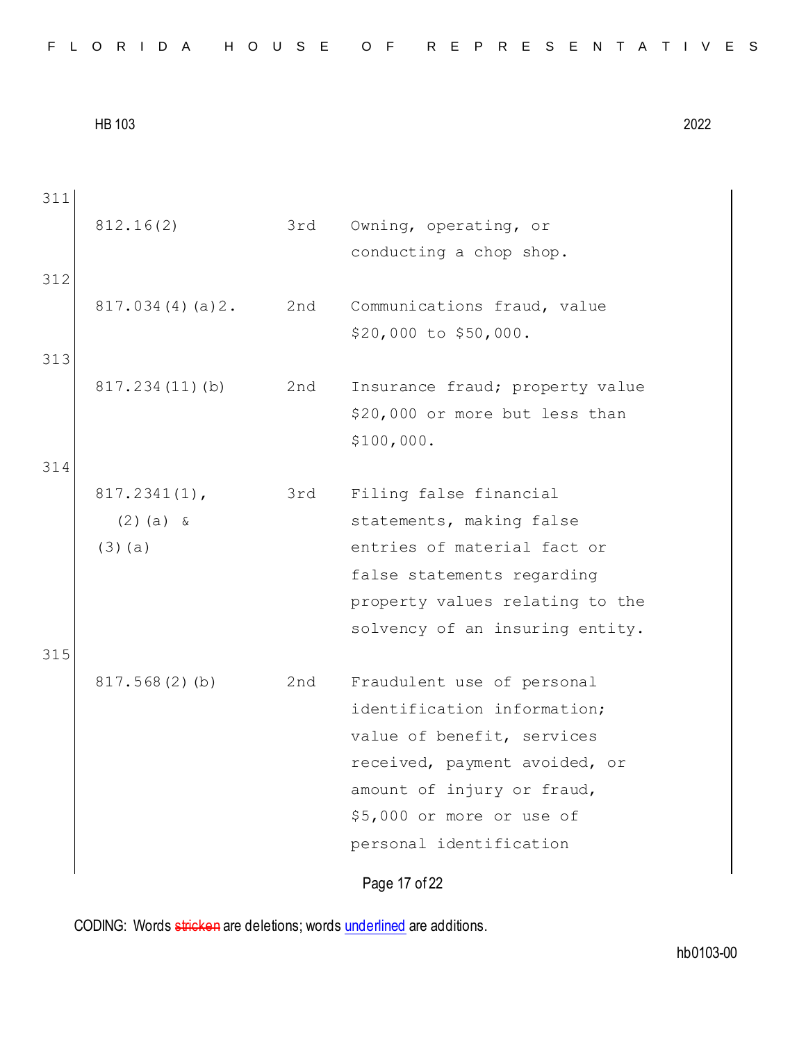311

| | | |
|---|---|---|
| 812.16(2) | 3rd | Owning, operating, or conducting a chop shop. |

312

| | | |
|---|---|---|
| 817.034(4)(a)2. | 2nd | Communications fraud, value $20,000 to $50,000. |

313

| | | |
|---|---|---|
| 817.234(11)(b) | 2nd | Insurance fraud; property value $20,000 or more but less than $100,000. |

314

| | | |
|---|---|---|
| 817.2341(1), (2)(a) & (3)(a) | 3rd | Filing false financial statements, making false entries of material fact or false statements regarding property values relating to the solvency of an insuring entity. |

315

| | | |
|---|---|---|
| 817.568(2)(b) | 2nd | Fraudulent use of personal identification information; value of benefit, services received, payment avoided, or amount of injury or fraud, $5,000 or more or use of personal identification |

CODING: Words ~~stricken~~ are deletions; words <u>underlined</u> are additions.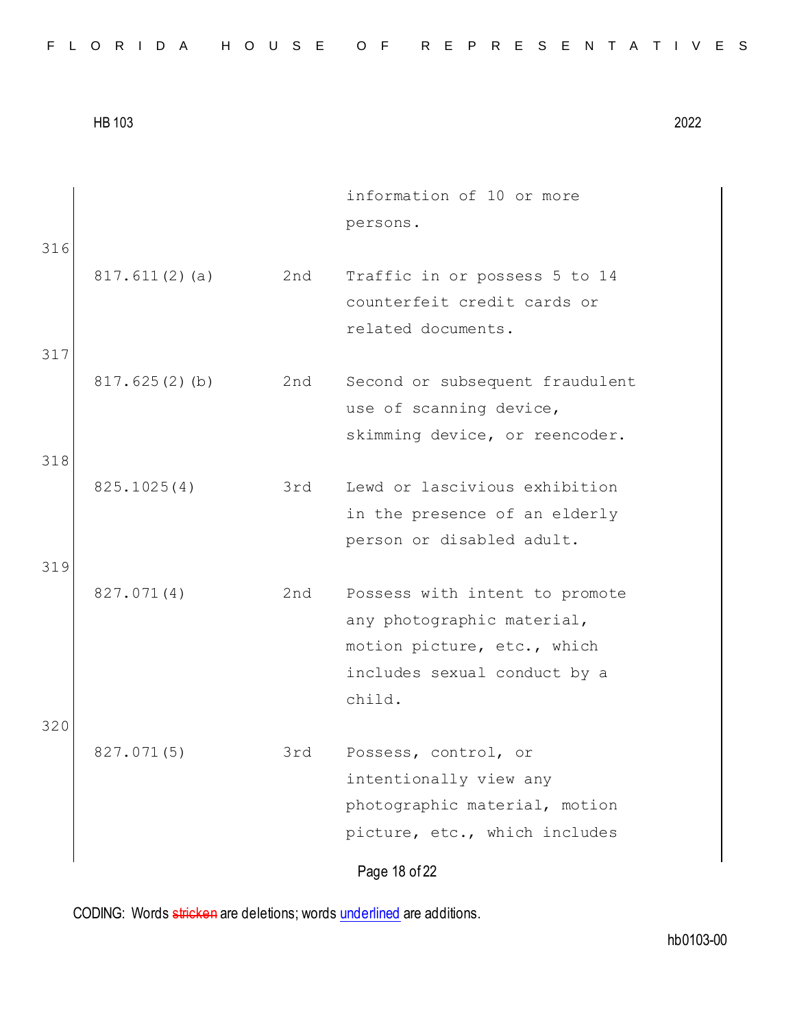| | | |
|---|---|---|
| | | information of 10 or more persons. |
| 817.611(2)(a) | 2nd | Traffic in or possess 5 to 14 counterfeit credit cards or related documents. |
| 817.625(2)(b) | 2nd | Second or subsequent fraudulent use of scanning device, skimming device, or reencoder. |
| 825.1025(4) | 3rd | Lewd or lascivious exhibition in the presence of an elderly person or disabled adult. |
| 827.071(4) | 2nd | Possess with intent to promote any photographic material, motion picture, etc., which includes sexual conduct by a child. |
| 827.071(5) | 3rd | Possess, control, or intentionally view any photographic material, motion picture, etc., which includes |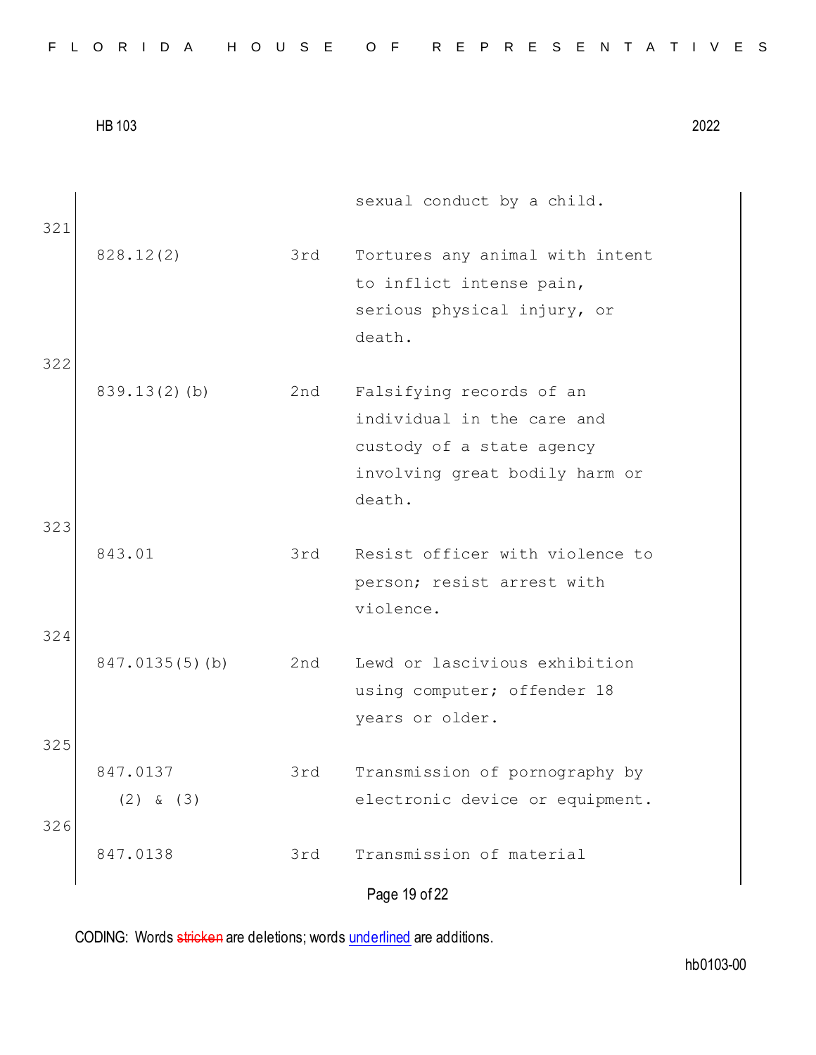| | | sexual conduct by a child. |
|---|---|---|
| 321 | | |
| 828.12(2) | 3rd | Tortures any animal with intent to inflict intense pain, serious physical injury, or death. |
| 322 | | |
| 839.13(2)(b) | 2nd | Falsifying records of an individual in the care and custody of a state agency involving great bodily harm or death. |
| 323 | | |
| 843.01 | 3rd | Resist officer with violence to person; resist arrest with violence. |
| 324 | | |
| 847.0135(5)(b) | 2nd | Lewd or lascivious exhibition using computer; offender 18 years or older. |
| 325 | | |
| 847.0137 (2) & (3) | 3rd | Transmission of pornography by electronic device or equipment. |
| 326 | | |
| 847.0138 | 3rd | Transmission of material |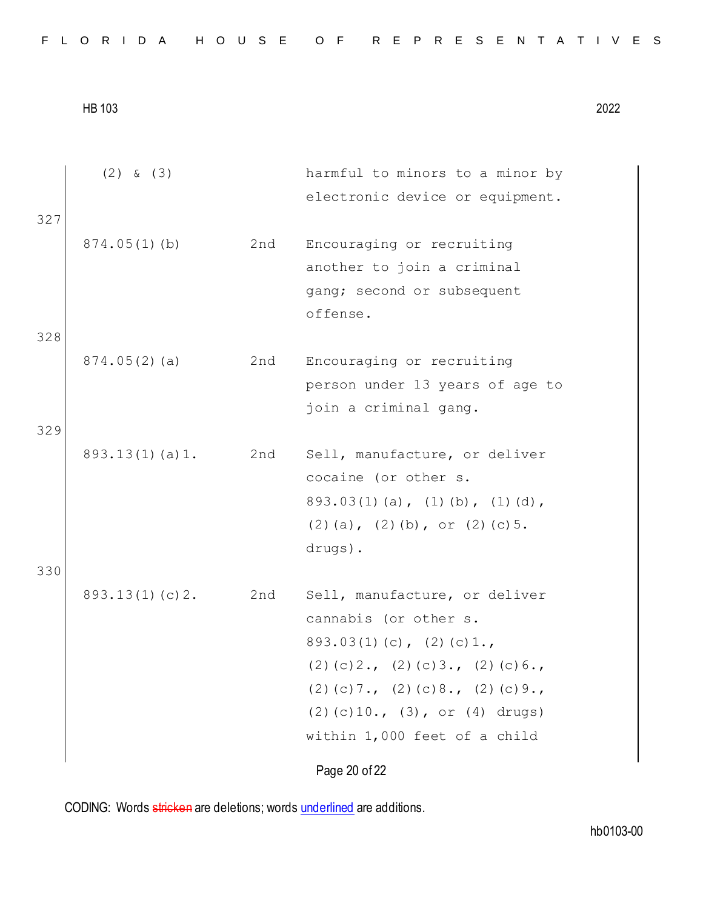| | | |
|---|---|---|
| (2) & (3) | | harmful to minors to a minor by electronic device or equipment. |
| 874.05(1)(b) | 2nd | Encouraging or recruiting another to join a criminal gang; second or subsequent offense. |
| 874.05(2)(a) | 2nd | Encouraging or recruiting person under 13 years of age to join a criminal gang. |
| 893.13(1)(a)1. | 2nd | Sell, manufacture, or deliver cocaine (or other s. 893.03(1)(a), (1)(b), (1)(d), (2)(a), (2)(b), or (2)(c)5. drugs). |
| 893.13(1)(c)2. | 2nd | Sell, manufacture, or deliver cannabis (or other s. 893.03(1)(c), (2)(c)1., (2)(c)2., (2)(c)3., (2)(c)6., (2)(c)7., (2)(c)8., (2)(c)9., (2)(c)10., (3), or (4) drugs) within 1,000 feet of a child |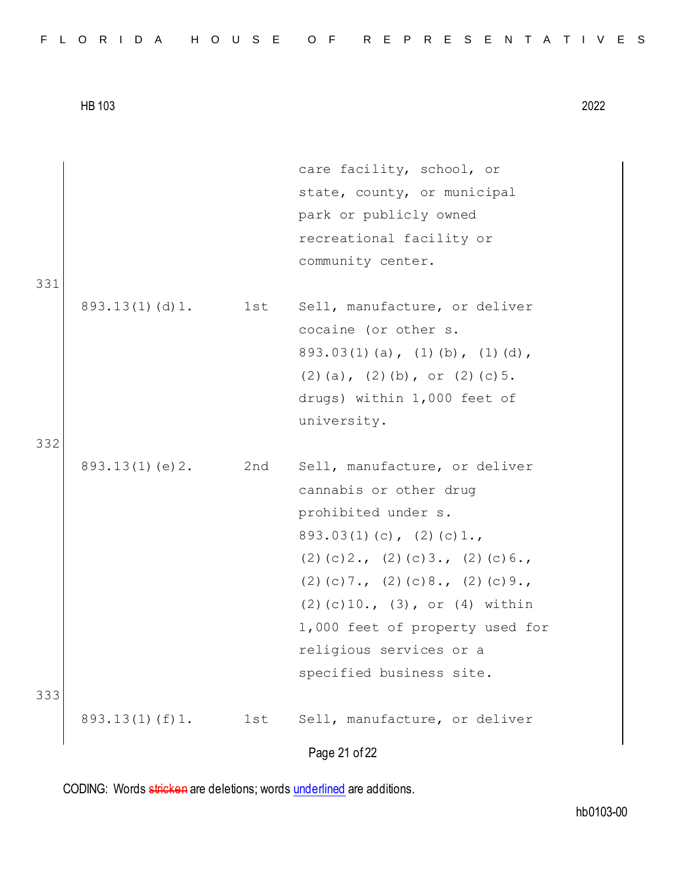| | | |
|---|---|---|
| | | care facility, school, or state, county, or municipal park or publicly owned recreational facility or community center. |
| 893.13(1)(d)1. | 1st | Sell, manufacture, or deliver cocaine (or other s. 893.03(1)(a), (1)(b), (1)(d), (2)(a), (2)(b), or (2)(c)5. drugs) within 1,000 feet of university. |
| 893.13(1)(e)2. | 2nd | Sell, manufacture, or deliver cannabis or other drug prohibited under s. 893.03(1)(c), (2)(c)1., (2)(c)2., (2)(c)3., (2)(c)6., (2)(c)7., (2)(c)8., (2)(c)9., (2)(c)10., (3), or (4) within 1,000 feet of property used for religious services or a specified business site. |
| 893.13(1)(f)1. | 1st | Sell, manufacture, or deliver |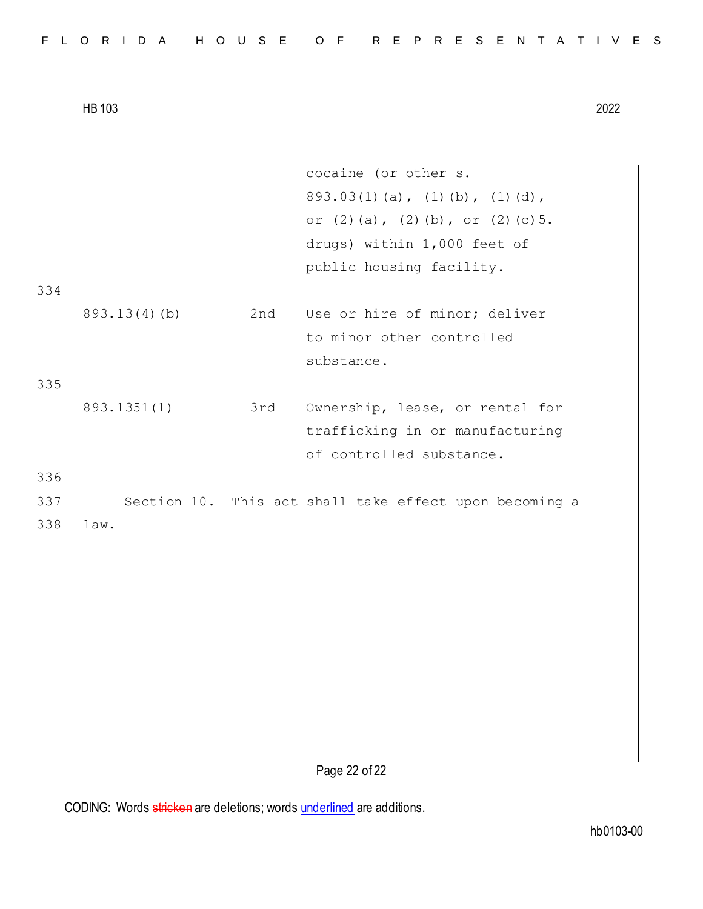| | | |
|---|---|---|
| | | cocaine (or other s. 893.03(1)(a), (1)(b), (1)(d), or (2)(a), (2)(b), or (2)(c)5. drugs) within 1,000 feet of public housing facility. |
| 893.13(4)(b) | 2nd | Use or hire of minor; deliver to minor other controlled substance. |
| 893.1351(1) | 3rd | Ownership, lease, or rental for trafficking in or manufacturing of controlled substance. |

Section 10. This act shall take effect upon becoming a law.